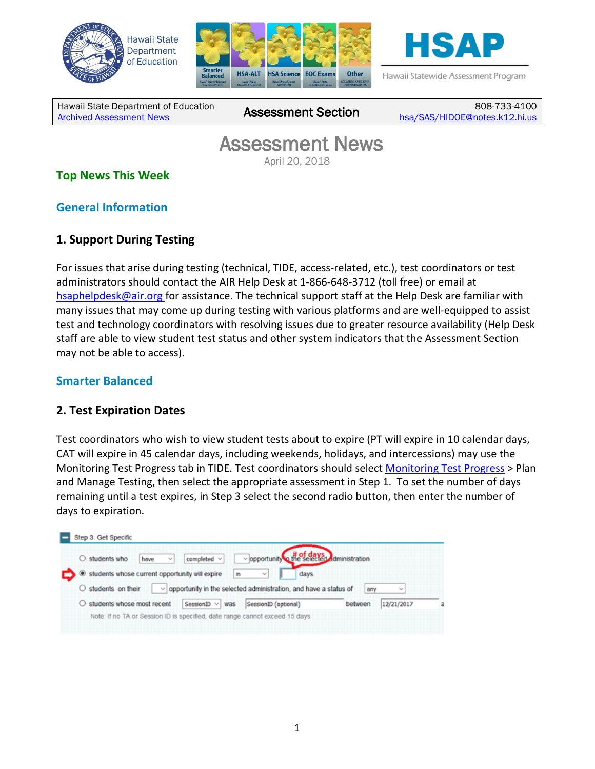Hawaii State Department of Education

HSAP

Hawaii Statewide Assessment Program

| Hawaii State Department of Education<br>Archived Assessment News | Assessment Section | 808-733-4100<br>hsa/SAS/HIDOE@notes.k12.hi.us |
|---|---|---|

# Assessment News

April 20, 2018

## Top News This Week

## General Information

### 1. Support During Testing

For issues that arise during testing (technical, TIDE, access-related, etc.), test coordinators or test administrators should contact the AIR Help Desk at 1-866-648-3712 (toll free) or email at hsaphelpdesk@air.org for assistance. The technical support staff at the Help Desk are familiar with many issues that may come up during testing with various platforms and are well-equipped to assist test and technology coordinators with resolving issues due to greater resource availability (Help Desk staff are able to view student test status and other system indicators that the Assessment Section may not be able to access).

## Smarter Balanced

### 2. Test Expiration Dates

Test coordinators who wish to view student tests about to expire (PT will expire in 10 calendar days, CAT will expire in 45 calendar days, including weekends, holidays, and intercessions) may use the Monitoring Test Progress tab in TIDE. Test coordinators should select Monitoring Test Progress > Plan and Manage Testing, then select the appropriate assessment in Step 1. To set the number of days remaining until a test expires, in Step 3 select the second radio button, then enter the number of days to expiration.

Step 3: Get Specific

- students who [have] [completed] [ ] opportunity in the selected administration
- students whose current opportunity will expire [in] [ ] days. (# of days)
- students on their [ ] opportunity in the selected administration, and have a status of [any]
- students whose most recent [SessionID] was [SessionID (optional)] between [12/21/2017]

Note: If no TA or Session ID is specified, date range cannot exceed 15 days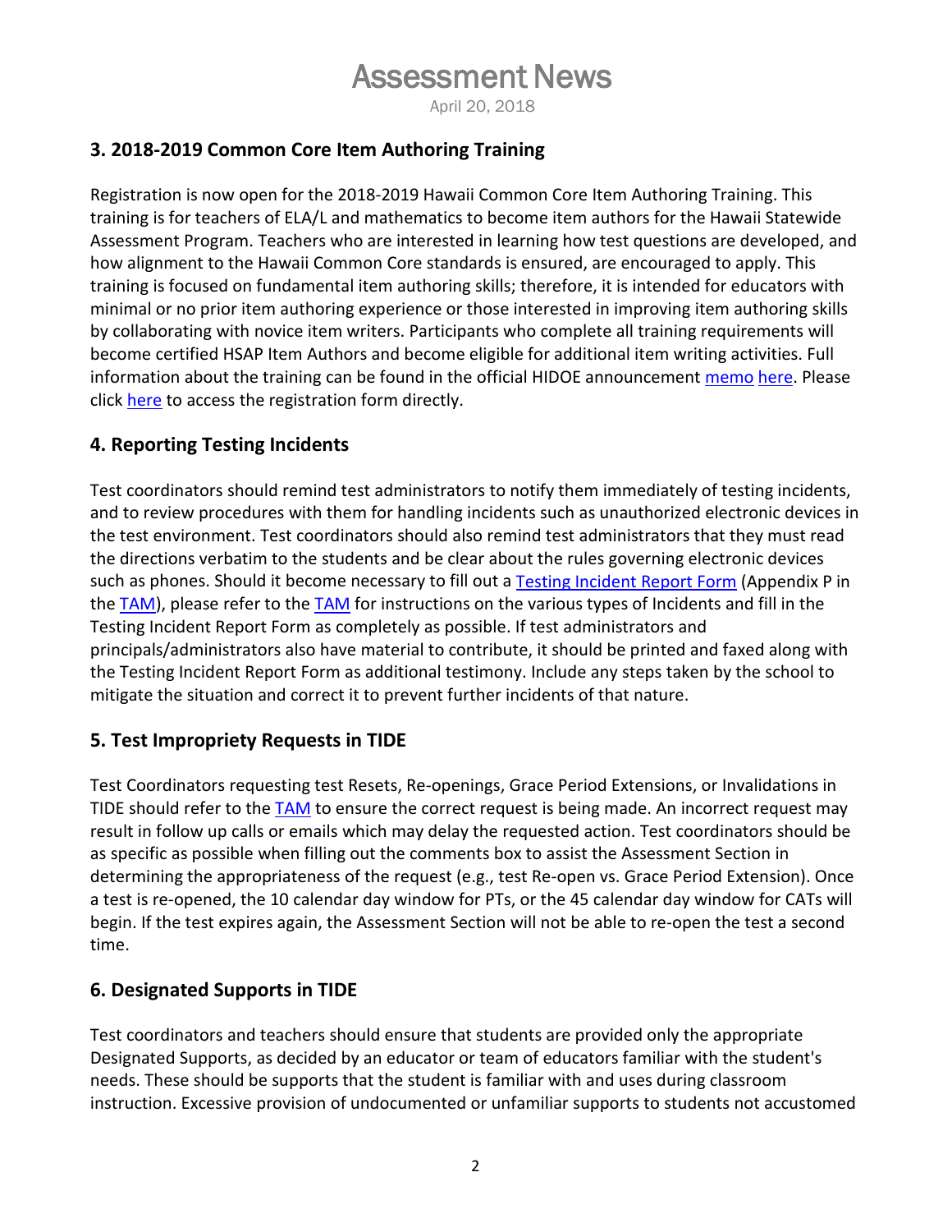### 3. 2018-2019 Common Core Item Authoring Training

Registration is now open for the 2018-2019 Hawaii Common Core Item Authoring Training. This training is for teachers of ELA/L and mathematics to become item authors for the Hawaii Statewide Assessment Program. Teachers who are interested in learning how test questions are developed, and how alignment to the Hawaii Common Core standards is ensured, are encouraged to apply. This training is focused on fundamental item authoring skills; therefore, it is intended for educators with minimal or no prior item authoring experience or those interested in improving item authoring skills by collaborating with novice item writers. Participants who complete all training requirements will become certified HSAP Item Authors and become eligible for additional item writing activities. Full information about the training can be found in the official HIDOE announcement memo here. Please click here to access the registration form directly.

### 4. Reporting Testing Incidents

Test coordinators should remind test administrators to notify them immediately of testing incidents, and to review procedures with them for handling incidents such as unauthorized electronic devices in the test environment. Test coordinators should also remind test administrators that they must read the directions verbatim to the students and be clear about the rules governing electronic devices such as phones. Should it become necessary to fill out a Testing Incident Report Form (Appendix P in the TAM), please refer to the TAM for instructions on the various types of Incidents and fill in the Testing Incident Report Form as completely as possible. If test administrators and principals/administrators also have material to contribute, it should be printed and faxed along with the Testing Incident Report Form as additional testimony. Include any steps taken by the school to mitigate the situation and correct it to prevent further incidents of that nature.

### 5. Test Impropriety Requests in TIDE

Test Coordinators requesting test Resets, Re-openings, Grace Period Extensions, or Invalidations in TIDE should refer to the TAM to ensure the correct request is being made. An incorrect request may result in follow up calls or emails which may delay the requested action. Test coordinators should be as specific as possible when filling out the comments box to assist the Assessment Section in determining the appropriateness of the request (e.g., test Re-open vs. Grace Period Extension). Once a test is re-opened, the 10 calendar day window for PTs, or the 45 calendar day window for CATs will begin. If the test expires again, the Assessment Section will not be able to re-open the test a second time.

### 6. Designated Supports in TIDE

Test coordinators and teachers should ensure that students are provided only the appropriate Designated Supports, as decided by an educator or team of educators familiar with the student's needs. These should be supports that the student is familiar with and uses during classroom instruction. Excessive provision of undocumented or unfamiliar supports to students not accustomed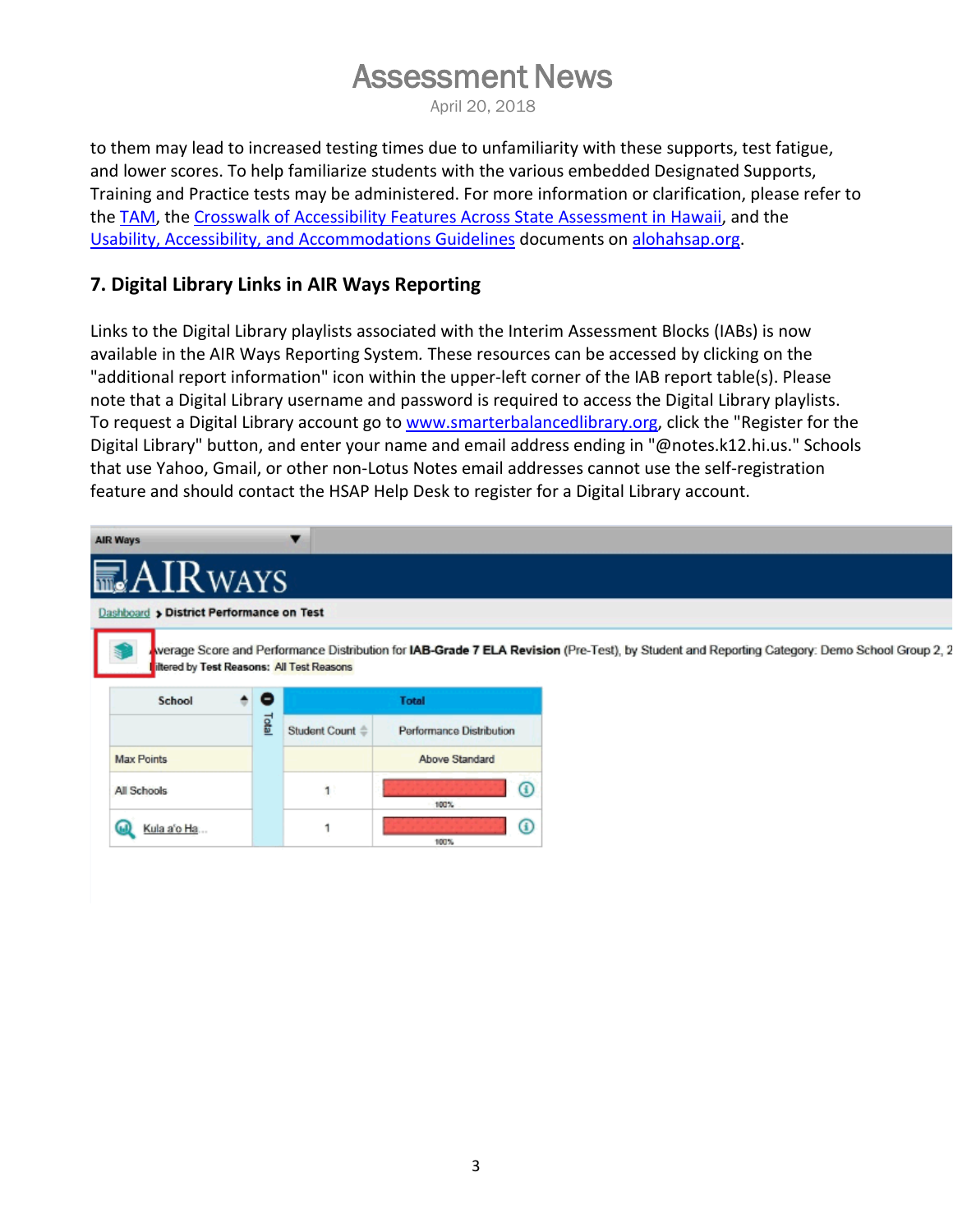to them may lead to increased testing times due to unfamiliarity with these supports, test fatigue, and lower scores. To help familiarize students with the various embedded Designated Supports, Training and Practice tests may be administered. For more information or clarification, please refer to the TAM, the Crosswalk of Accessibility Features Across State Assessment in Hawaii, and the Usability, Accessibility, and Accommodations Guidelines documents on alohahsap.org.

## 7. Digital Library Links in AIR Ways Reporting

Links to the Digital Library playlists associated with the Interim Assessment Blocks (IABs) is now available in the AIR Ways Reporting System. These resources can be accessed by clicking on the "additional report information" icon within the upper-left corner of the IAB report table(s). Please note that a Digital Library username and password is required to access the Digital Library playlists. To request a Digital Library account go to www.smarterbalancedlibrary.org, click the "Register for the Digital Library" button, and enter your name and email address ending in "@notes.k12.hi.us." Schools that use Yahoo, Gmail, or other non-Lotus Notes email addresses cannot use the self-registration feature and should contact the HSAP Help Desk to register for a Digital Library account.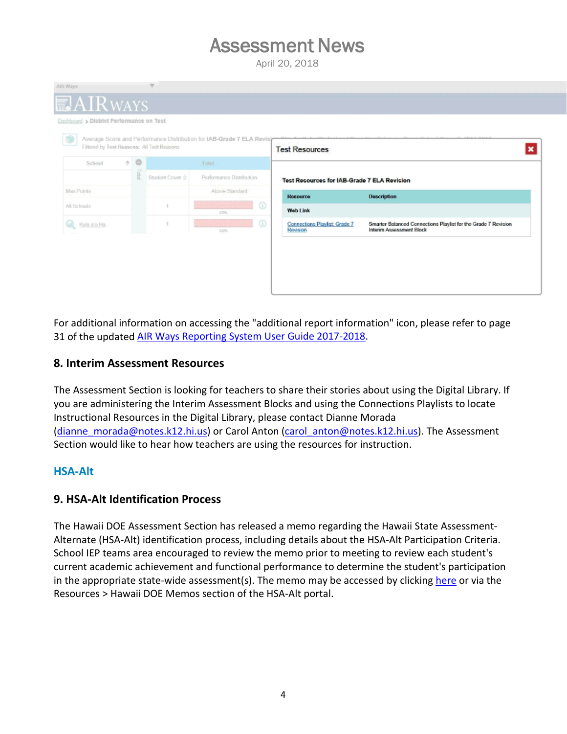# Assessment News

April 20, 2018

For additional information on accessing the "additional report information" icon, please refer to page 31 of the updated AIR Ways Reporting System User Guide 2017-2018.

### 8. Interim Assessment Resources

The Assessment Section is looking for teachers to share their stories about using the Digital Library. If you are administering the Interim Assessment Blocks and using the Connections Playlists to locate Instructional Resources in the Digital Library, please contact Dianne Morada (dianne_morada@notes.k12.hi.us) or Carol Anton (carol_anton@notes.k12.hi.us). The Assessment Section would like to hear how teachers are using the resources for instruction.

## HSA-Alt

### 9. HSA-Alt Identification Process

The Hawaii DOE Assessment Section has released a memo regarding the Hawaii State Assessment-Alternate (HSA-Alt) identification process, including details about the HSA-Alt Participation Criteria. School IEP teams area encouraged to review the memo prior to meeting to review each student's current academic achievement and functional performance to determine the student's participation in the appropriate state-wide assessment(s). The memo may be accessed by clicking here or via the Resources > Hawaii DOE Memos section of the HSA-Alt portal.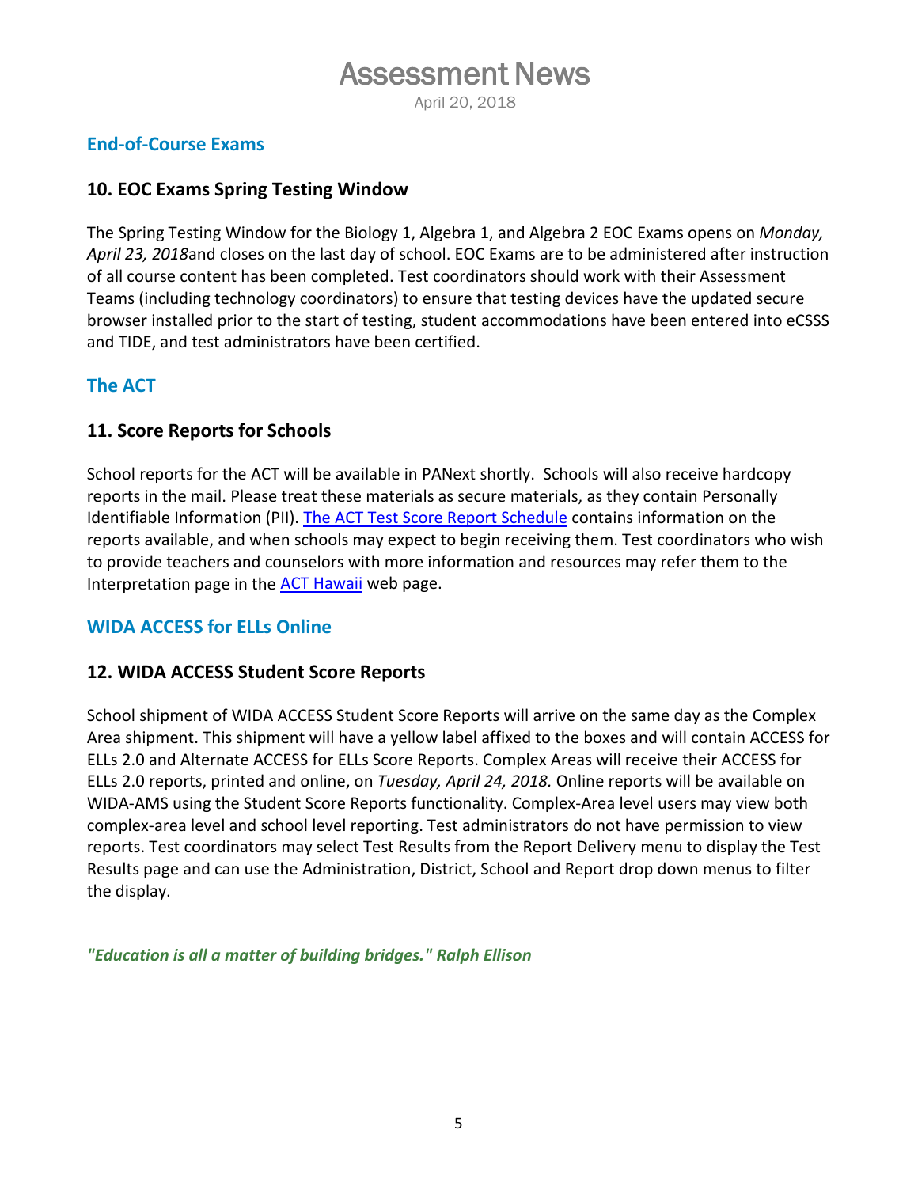# Assessment News

April 20, 2018

## End-of-Course Exams

### 10. EOC Exams Spring Testing Window

The Spring Testing Window for the Biology 1, Algebra 1, and Algebra 2 EOC Exams opens on *Monday, April 23, 2018*and closes on the last day of school. EOC Exams are to be administered after instruction of all course content has been completed. Test coordinators should work with their Assessment Teams (including technology coordinators) to ensure that testing devices have the updated secure browser installed prior to the start of testing, student accommodations have been entered into eCSSS and TIDE, and test administrators have been certified.

## The ACT

### 11. Score Reports for Schools

School reports for the ACT will be available in PANext shortly. Schools will also receive hardcopy reports in the mail. Please treat these materials as secure materials, as they contain Personally Identifiable Information (PII). [The ACT Test Score Report Schedule] contains information on the reports available, and when schools may expect to begin receiving them. Test coordinators who wish to provide teachers and counselors with more information and resources may refer them to the Interpretation page in the [ACT Hawaii] web page.

## WIDA ACCESS for ELLs Online

### 12. WIDA ACCESS Student Score Reports

School shipment of WIDA ACCESS Student Score Reports will arrive on the same day as the Complex Area shipment. This shipment will have a yellow label affixed to the boxes and will contain ACCESS for ELLs 2.0 and Alternate ACCESS for ELLs Score Reports. Complex Areas will receive their ACCESS for ELLs 2.0 reports, printed and online, on *Tuesday, April 24, 2018.* Online reports will be available on WIDA-AMS using the Student Score Reports functionality. Complex-Area level users may view both complex-area level and school level reporting. Test administrators do not have permission to view reports. Test coordinators may select Test Results from the Report Delivery menu to display the Test Results page and can use the Administration, District, School and Report drop down menus to filter the display.

***"Education is all a matter of building bridges." Ralph Ellison***